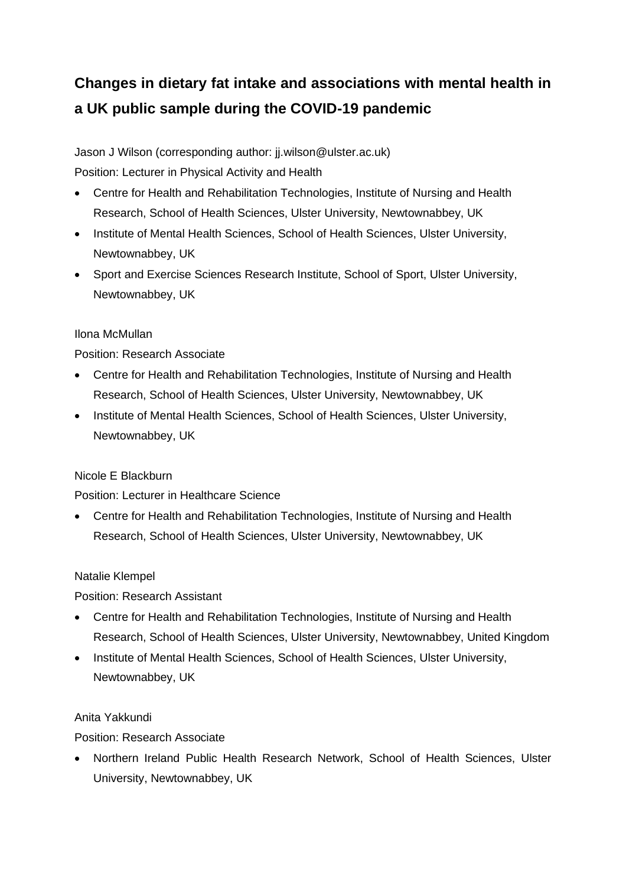# Changes in dietary fat intake and associations with mental health in a UK public sample during the COVID-19 pandemic

Jason J Wilson (corresponding author: jj.wilson@ulster.ac.uk)

Position: Lecturer in Physical Activity and Health

- Centre for Health and Rehabilitation Technologies, Institute of Nursing and Health Research, School of Health Sciences, Ulster University, Newtownabbey, UK
- Institute of Mental Health Sciences, School of Health Sciences, Ulster University, Newtownabbey, UK
- Sport and Exercise Sciences Research Institute, School of Sport, Ulster University, Newtownabbey, UK

Ilona McMullan

Position: Research Associate

- Centre for Health and Rehabilitation Technologies, Institute of Nursing and Health Research, School of Health Sciences, Ulster University, Newtownabbey, UK
- Institute of Mental Health Sciences, School of Health Sciences, Ulster University, Newtownabbey, UK

Nicole E Blackburn

Position: Lecturer in Healthcare Science

- Centre for Health and Rehabilitation Technologies, Institute of Nursing and Health Research, School of Health Sciences, Ulster University, Newtownabbey, UK

Natalie Klempel

Position: Research Assistant

- Centre for Health and Rehabilitation Technologies, Institute of Nursing and Health Research, School of Health Sciences, Ulster University, Newtownabbey, United Kingdom
- Institute of Mental Health Sciences, School of Health Sciences, Ulster University, Newtownabbey, UK

Anita Yakkundi

Position: Research Associate

- Northern Ireland Public Health Research Network, School of Health Sciences, Ulster University, Newtownabbey, UK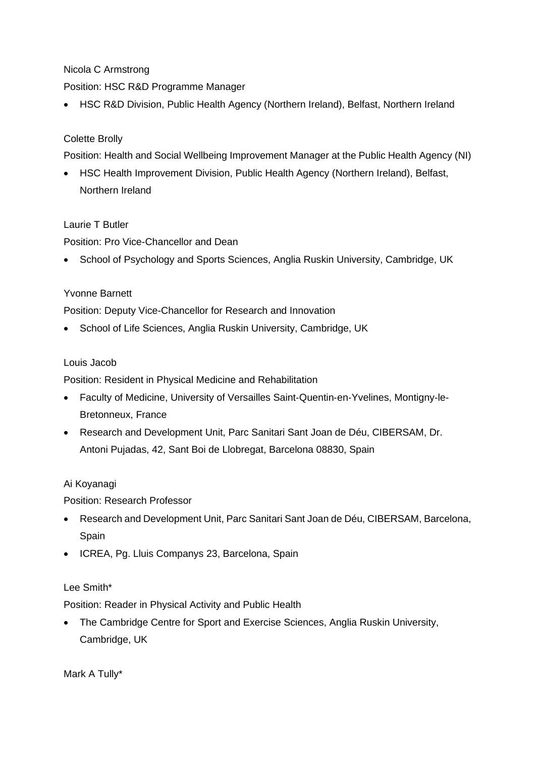Nicola C Armstrong

Position: HSC R&D Programme Manager

- HSC R&D Division, Public Health Agency (Northern Ireland), Belfast, Northern Ireland

Colette Brolly

Position: Health and Social Wellbeing Improvement Manager at the Public Health Agency (NI)

- HSC Health Improvement Division, Public Health Agency (Northern Ireland), Belfast, Northern Ireland

Laurie T Butler

Position: Pro Vice-Chancellor and Dean

- School of Psychology and Sports Sciences, Anglia Ruskin University, Cambridge, UK

Yvonne Barnett

Position: Deputy Vice-Chancellor for Research and Innovation

- School of Life Sciences, Anglia Ruskin University, Cambridge, UK

Louis Jacob

Position: Resident in Physical Medicine and Rehabilitation

- Faculty of Medicine, University of Versailles Saint-Quentin-en-Yvelines, Montigny-le-Bretonneux, France
- Research and Development Unit, Parc Sanitari Sant Joan de Déu, CIBERSAM, Dr. Antoni Pujadas, 42, Sant Boi de Llobregat, Barcelona 08830, Spain

Ai Koyanagi

Position: Research Professor

- Research and Development Unit, Parc Sanitari Sant Joan de Déu, CIBERSAM, Barcelona, Spain
- ICREA, Pg. Lluis Companys 23, Barcelona, Spain

Lee Smith*

Position: Reader in Physical Activity and Public Health

- The Cambridge Centre for Sport and Exercise Sciences, Anglia Ruskin University, Cambridge, UK

Mark A Tully*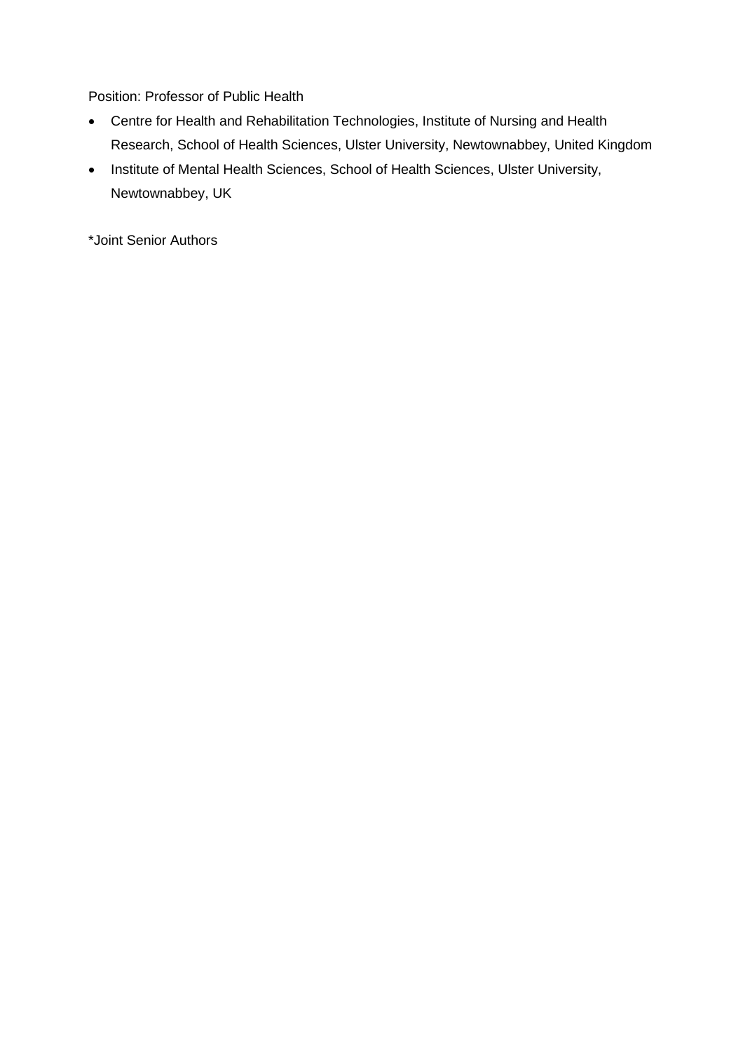Position: Professor of Public Health

- Centre for Health and Rehabilitation Technologies, Institute of Nursing and Health Research, School of Health Sciences, Ulster University, Newtownabbey, United Kingdom
- Institute of Mental Health Sciences, School of Health Sciences, Ulster University, Newtownabbey, UK

*Joint Senior Authors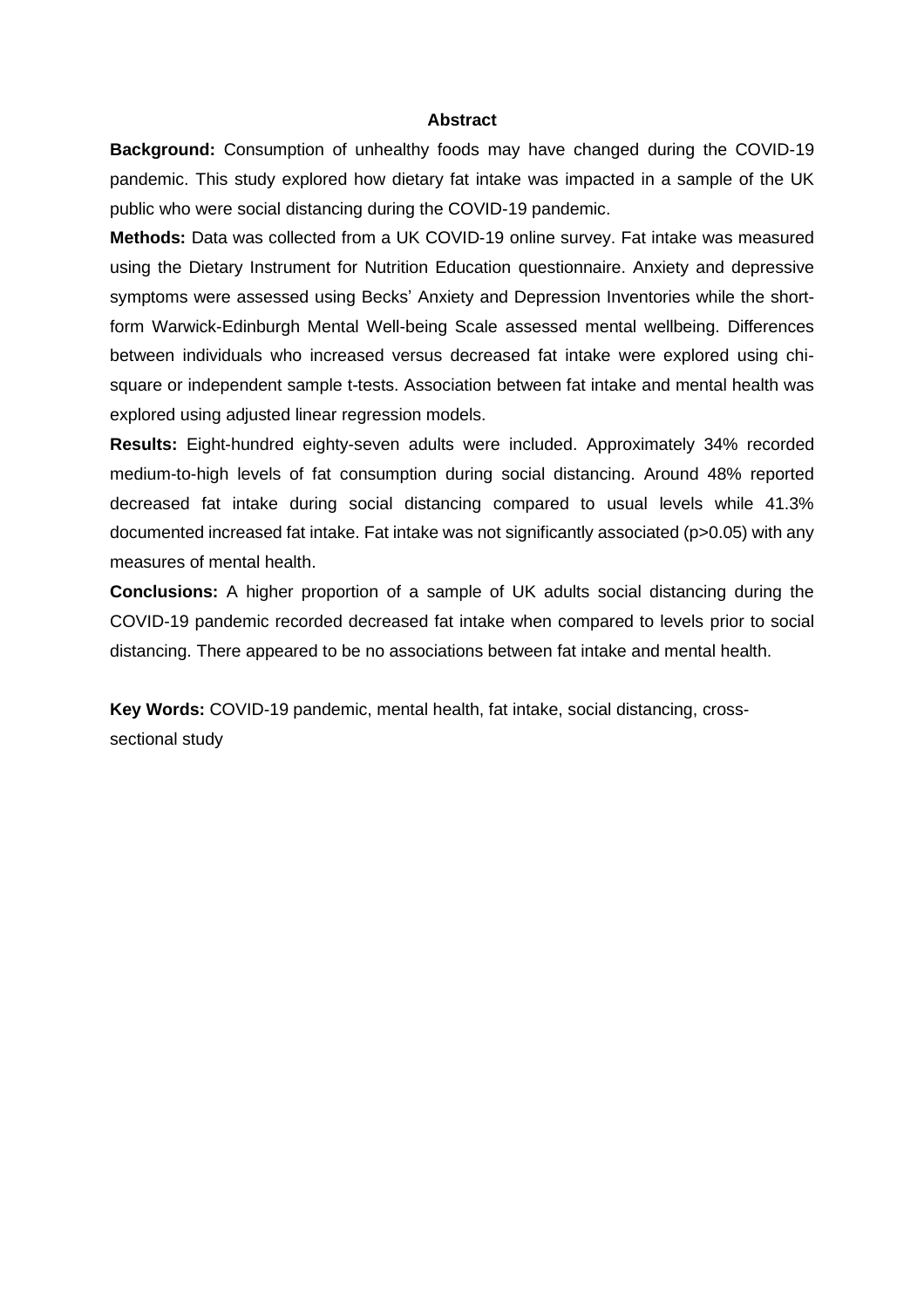## Abstract

**Background:** Consumption of unhealthy foods may have changed during the COVID-19 pandemic. This study explored how dietary fat intake was impacted in a sample of the UK public who were social distancing during the COVID-19 pandemic.

**Methods:** Data was collected from a UK COVID-19 online survey. Fat intake was measured using the Dietary Instrument for Nutrition Education questionnaire. Anxiety and depressive symptoms were assessed using Becks' Anxiety and Depression Inventories while the short-form Warwick-Edinburgh Mental Well-being Scale assessed mental wellbeing. Differences between individuals who increased versus decreased fat intake were explored using chi-square or independent sample t-tests. Association between fat intake and mental health was explored using adjusted linear regression models.

**Results:** Eight-hundred eighty-seven adults were included. Approximately 34% recorded medium-to-high levels of fat consumption during social distancing. Around 48% reported decreased fat intake during social distancing compared to usual levels while 41.3% documented increased fat intake. Fat intake was not significantly associated ($p>0.05$) with any measures of mental health.

**Conclusions:** A higher proportion of a sample of UK adults social distancing during the COVID-19 pandemic recorded decreased fat intake when compared to levels prior to social distancing. There appeared to be no associations between fat intake and mental health.

**Key Words:** COVID-19 pandemic, mental health, fat intake, social distancing, cross-sectional study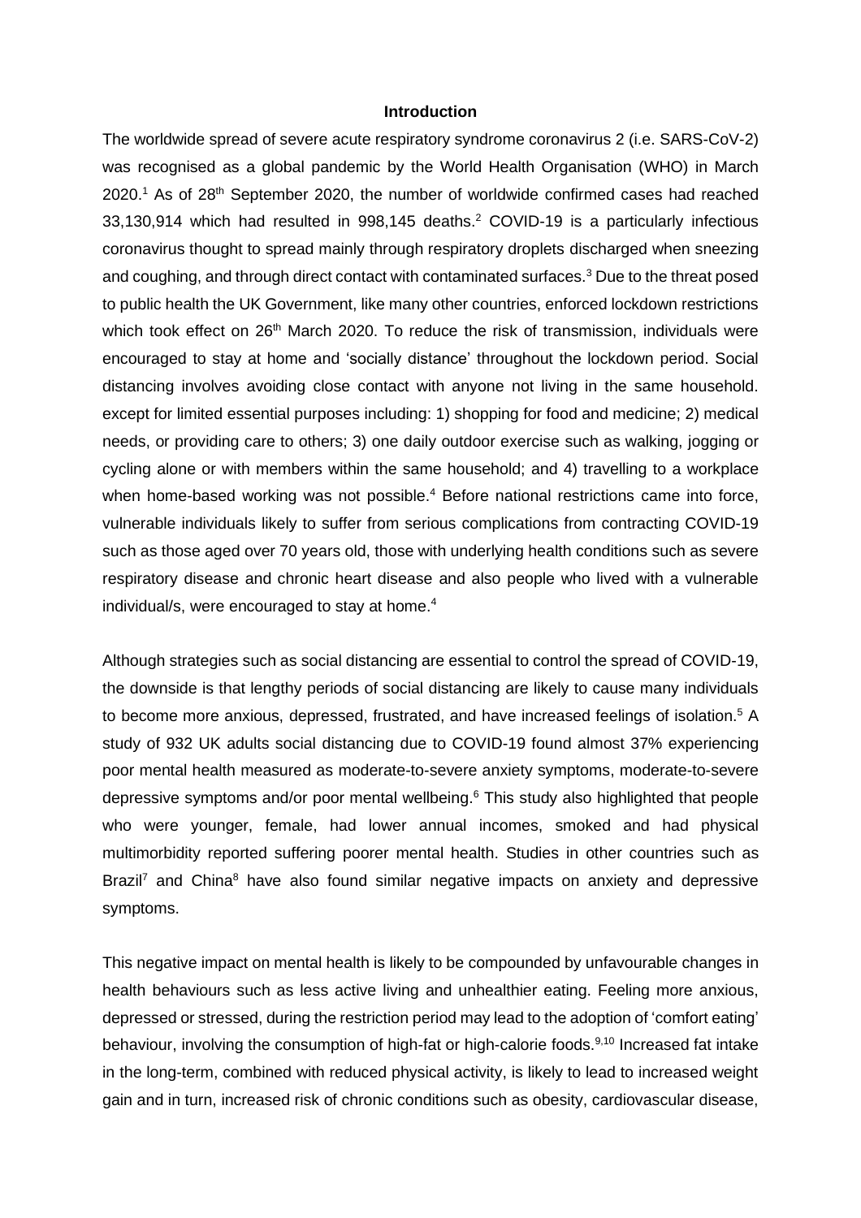## Introduction

The worldwide spread of severe acute respiratory syndrome coronavirus 2 (i.e. SARS-CoV-2) was recognised as a global pandemic by the World Health Organisation (WHO) in March 2020.[1] As of 28th September 2020, the number of worldwide confirmed cases had reached 33,130,914 which had resulted in 998,145 deaths.[2] COVID-19 is a particularly infectious coronavirus thought to spread mainly through respiratory droplets discharged when sneezing and coughing, and through direct contact with contaminated surfaces.[3] Due to the threat posed to public health the UK Government, like many other countries, enforced lockdown restrictions which took effect on 26th March 2020. To reduce the risk of transmission, individuals were encouraged to stay at home and 'socially distance' throughout the lockdown period. Social distancing involves avoiding close contact with anyone not living in the same household. except for limited essential purposes including: 1) shopping for food and medicine; 2) medical needs, or providing care to others; 3) one daily outdoor exercise such as walking, jogging or cycling alone or with members within the same household; and 4) travelling to a workplace when home-based working was not possible.[4] Before national restrictions came into force, vulnerable individuals likely to suffer from serious complications from contracting COVID-19 such as those aged over 70 years old, those with underlying health conditions such as severe respiratory disease and chronic heart disease and also people who lived with a vulnerable individual/s, were encouraged to stay at home.[4]

Although strategies such as social distancing are essential to control the spread of COVID-19, the downside is that lengthy periods of social distancing are likely to cause many individuals to become more anxious, depressed, frustrated, and have increased feelings of isolation.[5] A study of 932 UK adults social distancing due to COVID-19 found almost 37% experiencing poor mental health measured as moderate-to-severe anxiety symptoms, moderate-to-severe depressive symptoms and/or poor mental wellbeing.[6] This study also highlighted that people who were younger, female, had lower annual incomes, smoked and had physical multimorbidity reported suffering poorer mental health. Studies in other countries such as Brazil[7] and China[8] have also found similar negative impacts on anxiety and depressive symptoms.

This negative impact on mental health is likely to be compounded by unfavourable changes in health behaviours such as less active living and unhealthier eating. Feeling more anxious, depressed or stressed, during the restriction period may lead to the adoption of 'comfort eating' behaviour, involving the consumption of high-fat or high-calorie foods.[9,10] Increased fat intake in the long-term, combined with reduced physical activity, is likely to lead to increased weight gain and in turn, increased risk of chronic conditions such as obesity, cardiovascular disease,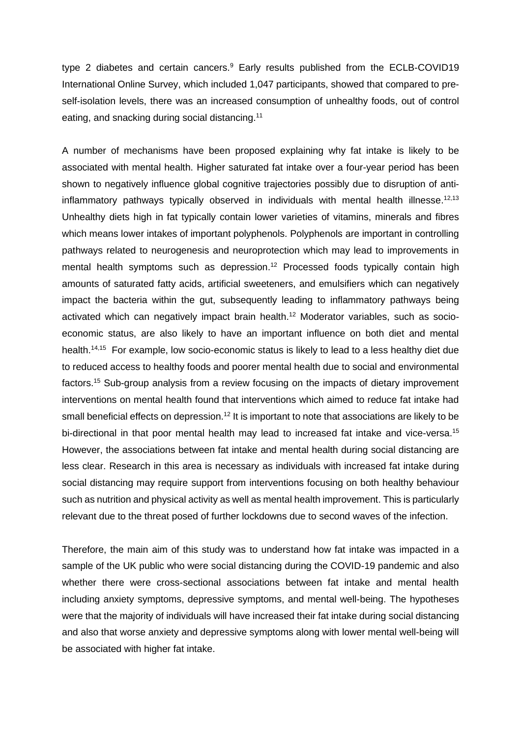type 2 diabetes and certain cancers.[9] Early results published from the ECLB-COVID19 International Online Survey, which included 1,047 participants, showed that compared to pre-self-isolation levels, there was an increased consumption of unhealthy foods, out of control eating, and snacking during social distancing.[11]

A number of mechanisms have been proposed explaining why fat intake is likely to be associated with mental health. Higher saturated fat intake over a four-year period has been shown to negatively influence global cognitive trajectories possibly due to disruption of anti-inflammatory pathways typically observed in individuals with mental health illnesse.[12,13] Unhealthy diets high in fat typically contain lower varieties of vitamins, minerals and fibres which means lower intakes of important polyphenols. Polyphenols are important in controlling pathways related to neurogenesis and neuroprotection which may lead to improvements in mental health symptoms such as depression.[12] Processed foods typically contain high amounts of saturated fatty acids, artificial sweeteners, and emulsifiers which can negatively impact the bacteria within the gut, subsequently leading to inflammatory pathways being activated which can negatively impact brain health.[12] Moderator variables, such as socio-economic status, are also likely to have an important influence on both diet and mental health.[14,15] For example, low socio-economic status is likely to lead to a less healthy diet due to reduced access to healthy foods and poorer mental health due to social and environmental factors.[15] Sub-group analysis from a review focusing on the impacts of dietary improvement interventions on mental health found that interventions which aimed to reduce fat intake had small beneficial effects on depression.[12] It is important to note that associations are likely to be bi-directional in that poor mental health may lead to increased fat intake and vice-versa.[15] However, the associations between fat intake and mental health during social distancing are less clear. Research in this area is necessary as individuals with increased fat intake during social distancing may require support from interventions focusing on both healthy behaviour such as nutrition and physical activity as well as mental health improvement. This is particularly relevant due to the threat posed of further lockdowns due to second waves of the infection.

Therefore, the main aim of this study was to understand how fat intake was impacted in a sample of the UK public who were social distancing during the COVID-19 pandemic and also whether there were cross-sectional associations between fat intake and mental health including anxiety symptoms, depressive symptoms, and mental well-being. The hypotheses were that the majority of individuals will have increased their fat intake during social distancing and also that worse anxiety and depressive symptoms along with lower mental well-being will be associated with higher fat intake.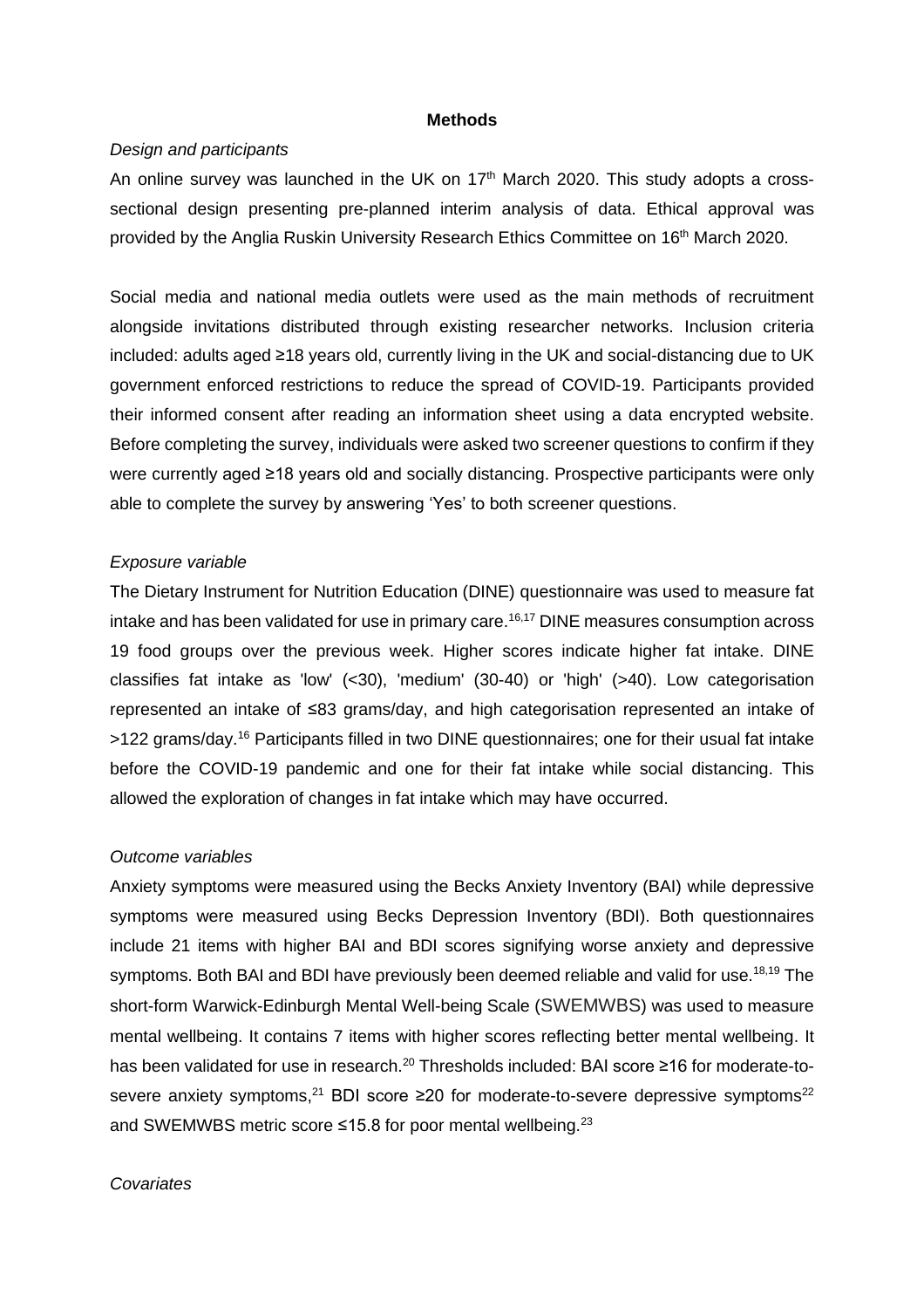## Methods

*Design and participants*

An online survey was launched in the UK on 17th March 2020. This study adopts a cross-sectional design presenting pre-planned interim analysis of data. Ethical approval was provided by the Anglia Ruskin University Research Ethics Committee on 16th March 2020.

Social media and national media outlets were used as the main methods of recruitment alongside invitations distributed through existing researcher networks. Inclusion criteria included: adults aged ≥18 years old, currently living in the UK and social-distancing due to UK government enforced restrictions to reduce the spread of COVID-19. Participants provided their informed consent after reading an information sheet using a data encrypted website. Before completing the survey, individuals were asked two screener questions to confirm if they were currently aged ≥18 years old and socially distancing. Prospective participants were only able to complete the survey by answering 'Yes' to both screener questions.

*Exposure variable*

The Dietary Instrument for Nutrition Education (DINE) questionnaire was used to measure fat intake and has been validated for use in primary care.[16,17] DINE measures consumption across 19 food groups over the previous week. Higher scores indicate higher fat intake. DINE classifies fat intake as 'low' (<30), 'medium' (30-40) or 'high' (>40). Low categorisation represented an intake of ≤83 grams/day, and high categorisation represented an intake of >122 grams/day.[16] Participants filled in two DINE questionnaires; one for their usual fat intake before the COVID-19 pandemic and one for their fat intake while social distancing. This allowed the exploration of changes in fat intake which may have occurred.

*Outcome variables*

Anxiety symptoms were measured using the Becks Anxiety Inventory (BAI) while depressive symptoms were measured using Becks Depression Inventory (BDI). Both questionnaires include 21 items with higher BAI and BDI scores signifying worse anxiety and depressive symptoms. Both BAI and BDI have previously been deemed reliable and valid for use.[18,19] The short-form Warwick-Edinburgh Mental Well-being Scale (SWEMWBS) was used to measure mental wellbeing. It contains 7 items with higher scores reflecting better mental wellbeing. It has been validated for use in research.[20] Thresholds included: BAI score ≥16 for moderate-to-severe anxiety symptoms,[21] BDI score ≥20 for moderate-to-severe depressive symptoms[22] and SWEMWBS metric score ≤15.8 for poor mental wellbeing.[23]

*Covariates*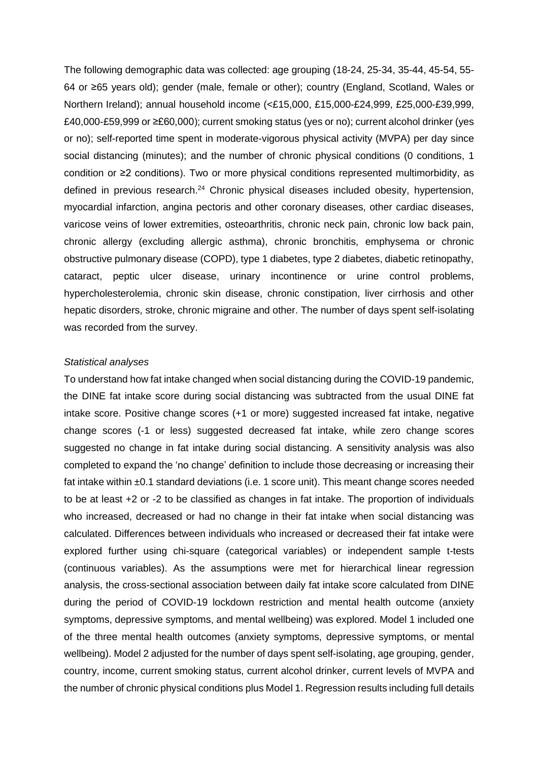The following demographic data was collected: age grouping (18-24, 25-34, 35-44, 45-54, 55-64 or ≥65 years old); gender (male, female or other); country (England, Scotland, Wales or Northern Ireland); annual household income (<£15,000, £15,000-£24,999, £25,000-£39,999, £40,000-£59,999 or ≥£60,000); current smoking status (yes or no); current alcohol drinker (yes or no); self-reported time spent in moderate-vigorous physical activity (MVPA) per day since social distancing (minutes); and the number of chronic physical conditions (0 conditions, 1 condition or ≥2 conditions). Two or more physical conditions represented multimorbidity, as defined in previous research.[24] Chronic physical diseases included obesity, hypertension, myocardial infarction, angina pectoris and other coronary diseases, other cardiac diseases, varicose veins of lower extremities, osteoarthritis, chronic neck pain, chronic low back pain, chronic allergy (excluding allergic asthma), chronic bronchitis, emphysema or chronic obstructive pulmonary disease (COPD), type 1 diabetes, type 2 diabetes, diabetic retinopathy, cataract, peptic ulcer disease, urinary incontinence or urine control problems, hypercholesterolemia, chronic skin disease, chronic constipation, liver cirrhosis and other hepatic disorders, stroke, chronic migraine and other. The number of days spent self-isolating was recorded from the survey.

*Statistical analyses*

To understand how fat intake changed when social distancing during the COVID-19 pandemic, the DINE fat intake score during social distancing was subtracted from the usual DINE fat intake score. Positive change scores (+1 or more) suggested increased fat intake, negative change scores (-1 or less) suggested decreased fat intake, while zero change scores suggested no change in fat intake during social distancing. A sensitivity analysis was also completed to expand the 'no change' definition to include those decreasing or increasing their fat intake within ±0.1 standard deviations (i.e. 1 score unit). This meant change scores needed to be at least +2 or -2 to be classified as changes in fat intake. The proportion of individuals who increased, decreased or had no change in their fat intake when social distancing was calculated. Differences between individuals who increased or decreased their fat intake were explored further using chi-square (categorical variables) or independent sample t-tests (continuous variables). As the assumptions were met for hierarchical linear regression analysis, the cross-sectional association between daily fat intake score calculated from DINE during the period of COVID-19 lockdown restriction and mental health outcome (anxiety symptoms, depressive symptoms, and mental wellbeing) was explored. Model 1 included one of the three mental health outcomes (anxiety symptoms, depressive symptoms, or mental wellbeing). Model 2 adjusted for the number of days spent self-isolating, age grouping, gender, country, income, current smoking status, current alcohol drinker, current levels of MVPA and the number of chronic physical conditions plus Model 1. Regression results including full details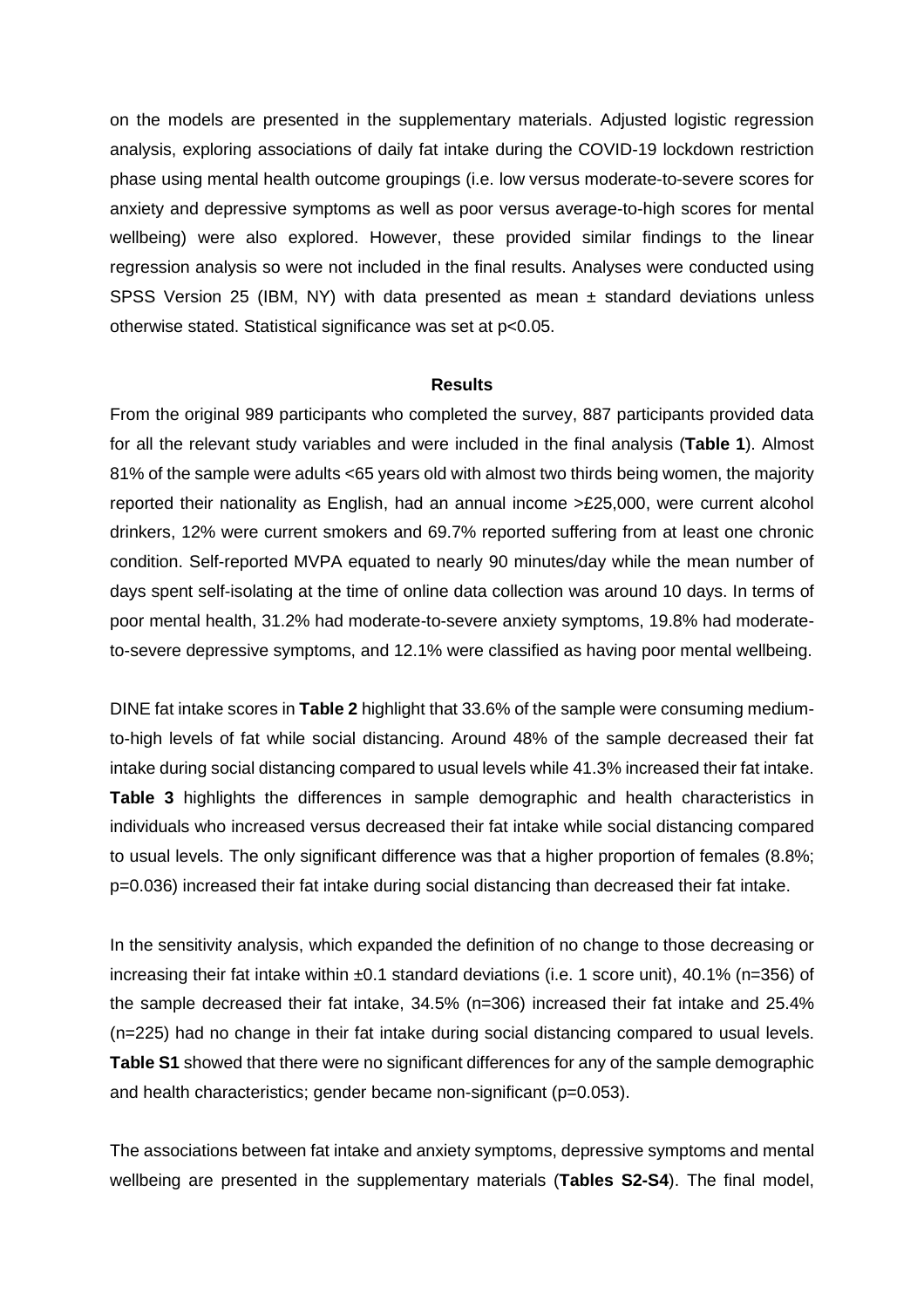on the models are presented in the supplementary materials. Adjusted logistic regression analysis, exploring associations of daily fat intake during the COVID-19 lockdown restriction phase using mental health outcome groupings (i.e. low versus moderate-to-severe scores for anxiety and depressive symptoms as well as poor versus average-to-high scores for mental wellbeing) were also explored. However, these provided similar findings to the linear regression analysis so were not included in the final results. Analyses were conducted using SPSS Version 25 (IBM, NY) with data presented as mean ± standard deviations unless otherwise stated. Statistical significance was set at $p<0.05$.

## Results

From the original 989 participants who completed the survey, 887 participants provided data for all the relevant study variables and were included in the final analysis (**Table 1**). Almost 81% of the sample were adults <65 years old with almost two thirds being women, the majority reported their nationality as English, had an annual income >£25,000, were current alcohol drinkers, 12% were current smokers and 69.7% reported suffering from at least one chronic condition. Self-reported MVPA equated to nearly 90 minutes/day while the mean number of days spent self-isolating at the time of online data collection was around 10 days. In terms of poor mental health, 31.2% had moderate-to-severe anxiety symptoms, 19.8% had moderate-to-severe depressive symptoms, and 12.1% were classified as having poor mental wellbeing.

DINE fat intake scores in **Table 2** highlight that 33.6% of the sample were consuming medium-to-high levels of fat while social distancing. Around 48% of the sample decreased their fat intake during social distancing compared to usual levels while 41.3% increased their fat intake. **Table 3** highlights the differences in sample demographic and health characteristics in individuals who increased versus decreased their fat intake while social distancing compared to usual levels. The only significant difference was that a higher proportion of females (8.8%; $p=0.036$) increased their fat intake during social distancing than decreased their fat intake.

In the sensitivity analysis, which expanded the definition of no change to those decreasing or increasing their fat intake within ±0.1 standard deviations (i.e. 1 score unit), 40.1% (n=356) of the sample decreased their fat intake, 34.5% (n=306) increased their fat intake and 25.4% (n=225) had no change in their fat intake during social distancing compared to usual levels. **Table S1** showed that there were no significant differences for any of the sample demographic and health characteristics; gender became non-significant ($p=0.053$).

The associations between fat intake and anxiety symptoms, depressive symptoms and mental wellbeing are presented in the supplementary materials (**Tables S2-S4**). The final model,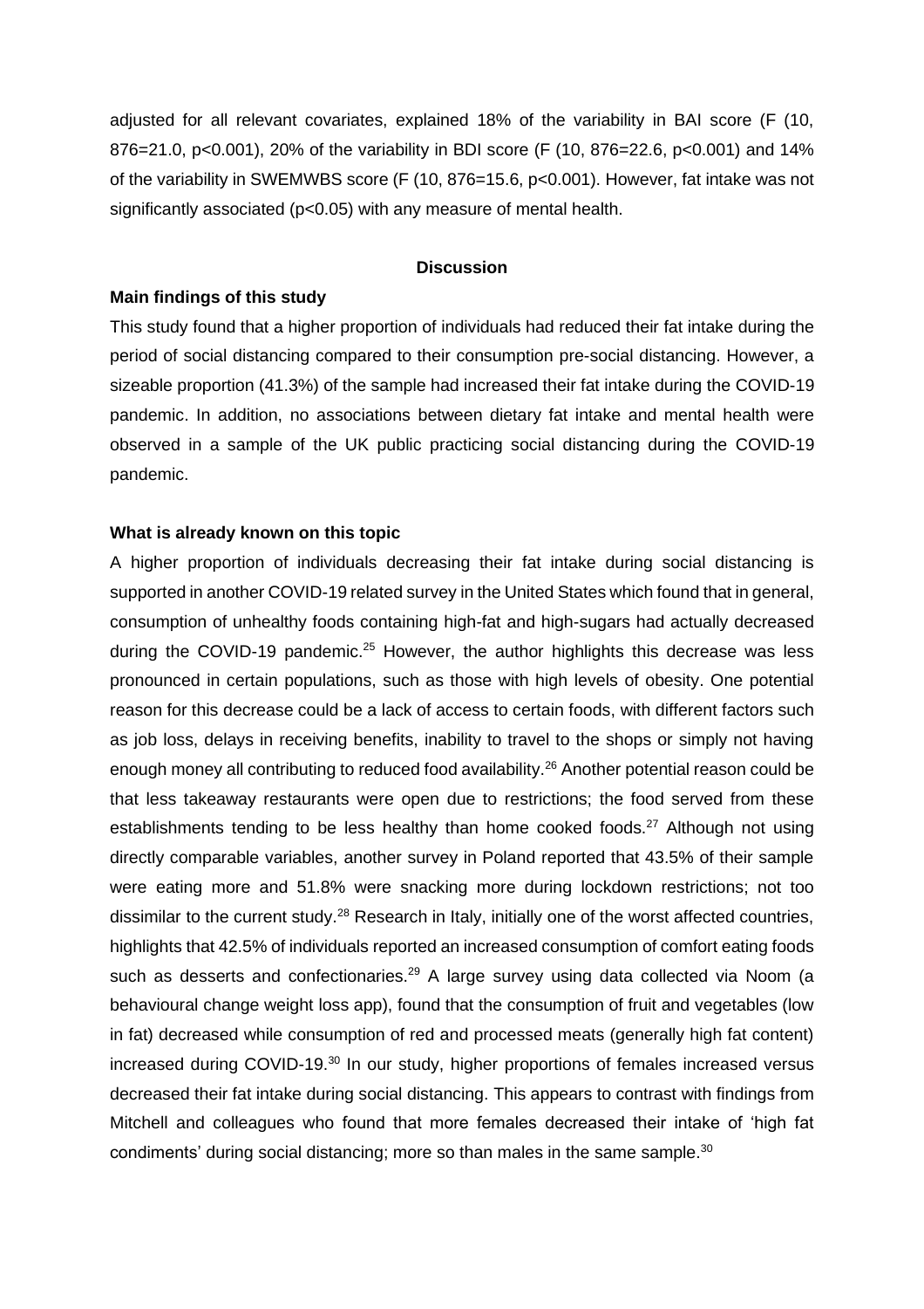adjusted for all relevant covariates, explained 18% of the variability in BAI score (F (10, 876=21.0, p<0.001), 20% of the variability in BDI score (F (10, 876=22.6, p<0.001) and 14% of the variability in SWEMWBS score (F (10, 876=15.6, p<0.001). However, fat intake was not significantly associated (p<0.05) with any measure of mental health.

## Discussion

### Main findings of this study

This study found that a higher proportion of individuals had reduced their fat intake during the period of social distancing compared to their consumption pre-social distancing. However, a sizeable proportion (41.3%) of the sample had increased their fat intake during the COVID-19 pandemic. In addition, no associations between dietary fat intake and mental health were observed in a sample of the UK public practicing social distancing during the COVID-19 pandemic.

### What is already known on this topic

A higher proportion of individuals decreasing their fat intake during social distancing is supported in another COVID-19 related survey in the United States which found that in general, consumption of unhealthy foods containing high-fat and high-sugars had actually decreased during the COVID-19 pandemic.[25] However, the author highlights this decrease was less pronounced in certain populations, such as those with high levels of obesity. One potential reason for this decrease could be a lack of access to certain foods, with different factors such as job loss, delays in receiving benefits, inability to travel to the shops or simply not having enough money all contributing to reduced food availability.[26] Another potential reason could be that less takeaway restaurants were open due to restrictions; the food served from these establishments tending to be less healthy than home cooked foods.[27] Although not using directly comparable variables, another survey in Poland reported that 43.5% of their sample were eating more and 51.8% were snacking more during lockdown restrictions; not too dissimilar to the current study.[28] Research in Italy, initially one of the worst affected countries, highlights that 42.5% of individuals reported an increased consumption of comfort eating foods such as desserts and confectionaries.[29] A large survey using data collected via Noom (a behavioural change weight loss app), found that the consumption of fruit and vegetables (low in fat) decreased while consumption of red and processed meats (generally high fat content) increased during COVID-19.[30] In our study, higher proportions of females increased versus decreased their fat intake during social distancing. This appears to contrast with findings from Mitchell and colleagues who found that more females decreased their intake of 'high fat condiments' during social distancing; more so than males in the same sample.[30]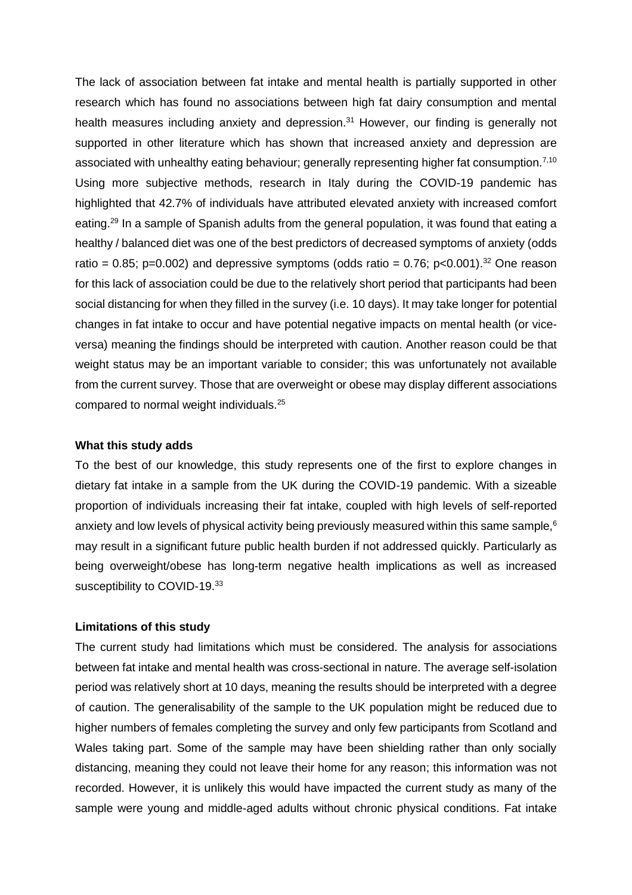The lack of association between fat intake and mental health is partially supported in other research which has found no associations between high fat dairy consumption and mental health measures including anxiety and depression.[31] However, our finding is generally not supported in other literature which has shown that increased anxiety and depression are associated with unhealthy eating behaviour; generally representing higher fat consumption.[7,10] Using more subjective methods, research in Italy during the COVID-19 pandemic has highlighted that 42.7% of individuals have attributed elevated anxiety with increased comfort eating.[29] In a sample of Spanish adults from the general population, it was found that eating a healthy / balanced diet was one of the best predictors of decreased symptoms of anxiety (odds ratio = 0.85; p=0.002) and depressive symptoms (odds ratio = 0.76; p<0.001).[32] One reason for this lack of association could be due to the relatively short period that participants had been social distancing for when they filled in the survey (i.e. 10 days). It may take longer for potential changes in fat intake to occur and have potential negative impacts on mental health (or vice-versa) meaning the findings should be interpreted with caution. Another reason could be that weight status may be an important variable to consider; this was unfortunately not available from the current survey. Those that are overweight or obese may display different associations compared to normal weight individuals.[25]

**What this study adds**

To the best of our knowledge, this study represents one of the first to explore changes in dietary fat intake in a sample from the UK during the COVID-19 pandemic. With a sizeable proportion of individuals increasing their fat intake, coupled with high levels of self-reported anxiety and low levels of physical activity being previously measured within this same sample,[6] may result in a significant future public health burden if not addressed quickly. Particularly as being overweight/obese has long-term negative health implications as well as increased susceptibility to COVID-19.[33]

**Limitations of this study**

The current study had limitations which must be considered. The analysis for associations between fat intake and mental health was cross-sectional in nature. The average self-isolation period was relatively short at 10 days, meaning the results should be interpreted with a degree of caution. The generalisability of the sample to the UK population might be reduced due to higher numbers of females completing the survey and only few participants from Scotland and Wales taking part. Some of the sample may have been shielding rather than only socially distancing, meaning they could not leave their home for any reason; this information was not recorded. However, it is unlikely this would have impacted the current study as many of the sample were young and middle-aged adults without chronic physical conditions. Fat intake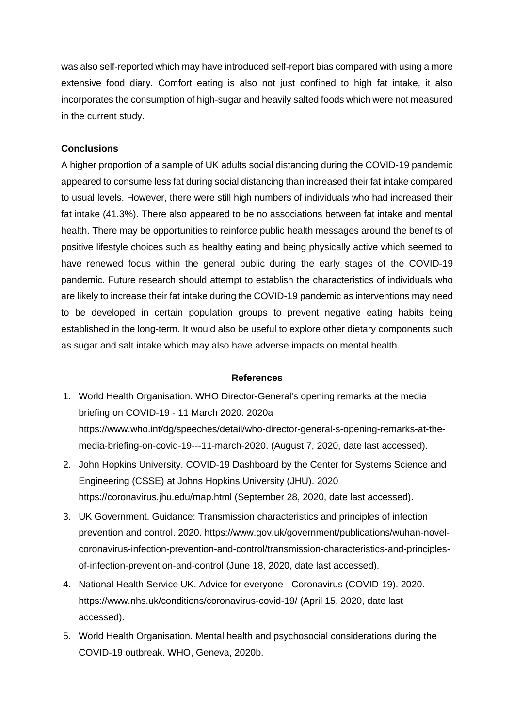was also self-reported which may have introduced self-report bias compared with using a more extensive food diary. Comfort eating is also not just confined to high fat intake, it also incorporates the consumption of high-sugar and heavily salted foods which were not measured in the current study.

## Conclusions

A higher proportion of a sample of UK adults social distancing during the COVID-19 pandemic appeared to consume less fat during social distancing than increased their fat intake compared to usual levels. However, there were still high numbers of individuals who had increased their fat intake (41.3%). There also appeared to be no associations between fat intake and mental health. There may be opportunities to reinforce public health messages around the benefits of positive lifestyle choices such as healthy eating and being physically active which seemed to have renewed focus within the general public during the early stages of the COVID-19 pandemic. Future research should attempt to establish the characteristics of individuals who are likely to increase their fat intake during the COVID-19 pandemic as interventions may need to be developed in certain population groups to prevent negative eating habits being established in the long-term. It would also be useful to explore other dietary components such as sugar and salt intake which may also have adverse impacts on mental health.

## References

1. World Health Organisation. WHO Director-General's opening remarks at the media briefing on COVID-19 - 11 March 2020. 2020a https://www.who.int/dg/speeches/detail/who-director-general-s-opening-remarks-at-the-media-briefing-on-covid-19---11-march-2020. (August 7, 2020, date last accessed).
2. John Hopkins University. COVID-19 Dashboard by the Center for Systems Science and Engineering (CSSE) at Johns Hopkins University (JHU). 2020 https://coronavirus.jhu.edu/map.html (September 28, 2020, date last accessed).
3. UK Government. Guidance: Transmission characteristics and principles of infection prevention and control. 2020. https://www.gov.uk/government/publications/wuhan-novel-coronavirus-infection-prevention-and-control/transmission-characteristics-and-principles-of-infection-prevention-and-control (June 18, 2020, date last accessed).
4. National Health Service UK. Advice for everyone - Coronavirus (COVID-19). 2020. https://www.nhs.uk/conditions/coronavirus-covid-19/ (April 15, 2020, date last accessed).
5. World Health Organisation. Mental health and psychosocial considerations during the COVID-19 outbreak. WHO, Geneva, 2020b.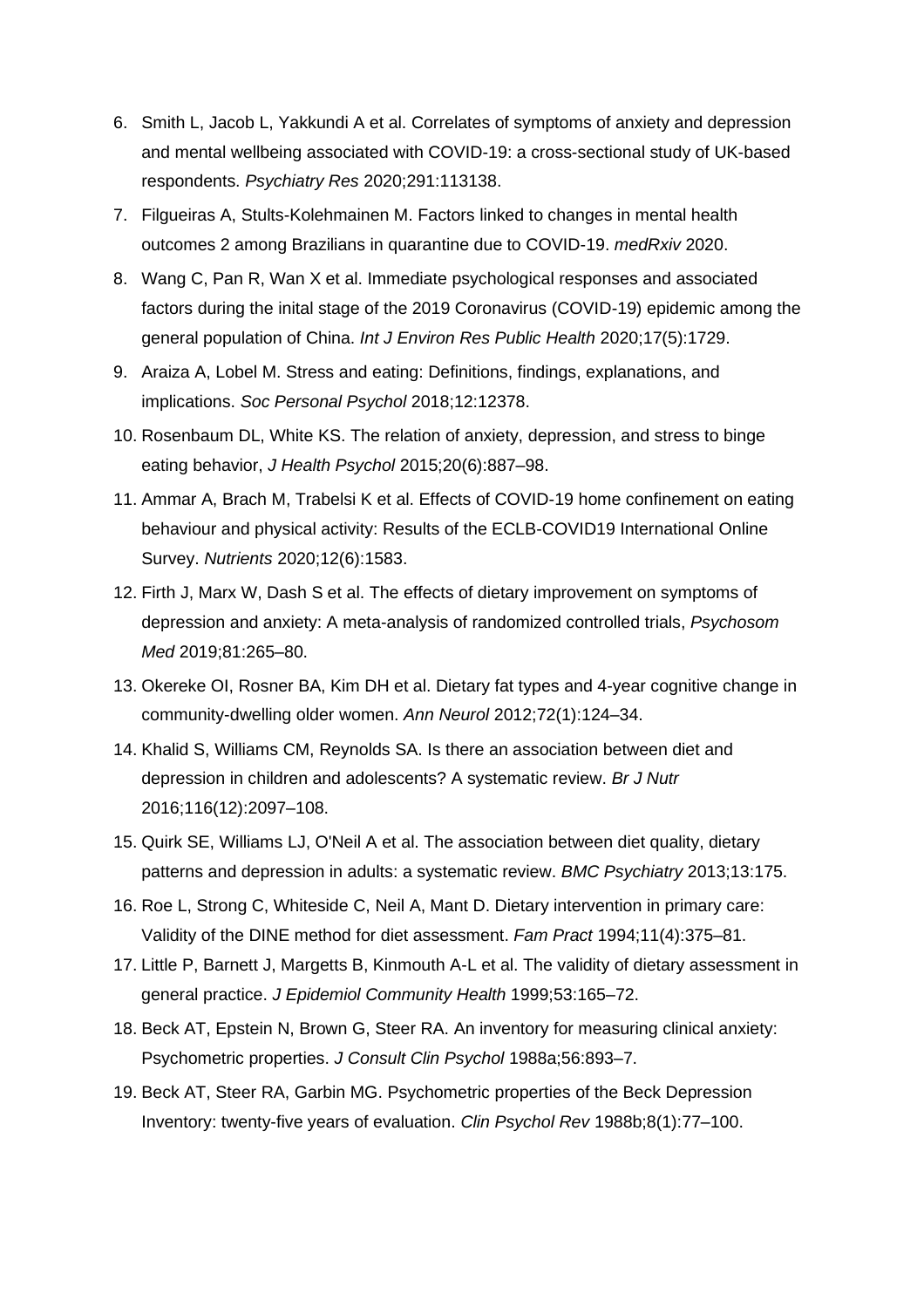6. Smith L, Jacob L, Yakkundi A et al. Correlates of symptoms of anxiety and depression and mental wellbeing associated with COVID-19: a cross-sectional study of UK-based respondents. *Psychiatry Res* 2020;291:113138.
7. Filgueiras A, Stults-Kolehmainen M. Factors linked to changes in mental health outcomes 2 among Brazilians in quarantine due to COVID-19. *medRxiv* 2020.
8. Wang C, Pan R, Wan X et al. Immediate psychological responses and associated factors during the inital stage of the 2019 Coronavirus (COVID-19) epidemic among the general population of China. *Int J Environ Res Public Health* 2020;17(5):1729.
9. Araiza A, Lobel M. Stress and eating: Definitions, findings, explanations, and implications. *Soc Personal Psychol* 2018;12:12378.
10. Rosenbaum DL, White KS. The relation of anxiety, depression, and stress to binge eating behavior, *J Health Psychol* 2015;20(6):887–98.
11. Ammar A, Brach M, Trabelsi K et al. Effects of COVID-19 home confinement on eating behaviour and physical activity: Results of the ECLB-COVID19 International Online Survey. *Nutrients* 2020;12(6):1583.
12. Firth J, Marx W, Dash S et al. The effects of dietary improvement on symptoms of depression and anxiety: A meta-analysis of randomized controlled trials, *Psychosom Med* 2019;81:265–80.
13. Okereke OI, Rosner BA, Kim DH et al. Dietary fat types and 4-year cognitive change in community-dwelling older women. *Ann Neurol* 2012;72(1):124–34.
14. Khalid S, Williams CM, Reynolds SA. Is there an association between diet and depression in children and adolescents? A systematic review. *Br J Nutr* 2016;116(12):2097–108.
15. Quirk SE, Williams LJ, O'Neil A et al. The association between diet quality, dietary patterns and depression in adults: a systematic review. *BMC Psychiatry* 2013;13:175.
16. Roe L, Strong C, Whiteside C, Neil A, Mant D. Dietary intervention in primary care: Validity of the DINE method for diet assessment. *Fam Pract* 1994;11(4):375–81.
17. Little P, Barnett J, Margetts B, Kinmouth A-L et al. The validity of dietary assessment in general practice. *J Epidemiol Community Health* 1999;53:165–72.
18. Beck AT, Epstein N, Brown G, Steer RA. An inventory for measuring clinical anxiety: Psychometric properties. *J Consult Clin Psychol* 1988a;56:893–7.
19. Beck AT, Steer RA, Garbin MG. Psychometric properties of the Beck Depression Inventory: twenty-five years of evaluation. *Clin Psychol Rev* 1988b;8(1):77–100.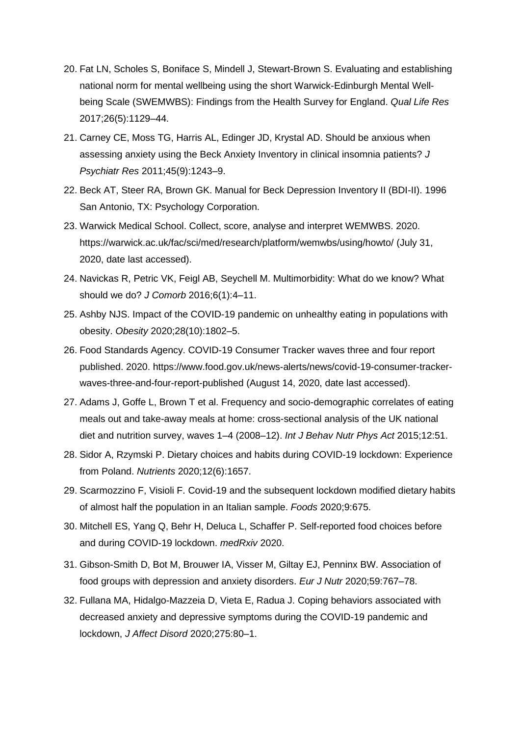20. Fat LN, Scholes S, Boniface S, Mindell J, Stewart-Brown S. Evaluating and establishing national norm for mental wellbeing using the short Warwick-Edinburgh Mental Well-being Scale (SWEMWBS): Findings from the Health Survey for England. *Qual Life Res* 2017;26(5):1129–44.
21. Carney CE, Moss TG, Harris AL, Edinger JD, Krystal AD. Should be anxious when assessing anxiety using the Beck Anxiety Inventory in clinical insomnia patients? *J Psychiatr Res* 2011;45(9):1243–9.
22. Beck AT, Steer RA, Brown GK. Manual for Beck Depression Inventory II (BDI-II). 1996 San Antonio, TX: Psychology Corporation.
23. Warwick Medical School. Collect, score, analyse and interpret WEMWBS. 2020. https://warwick.ac.uk/fac/sci/med/research/platform/wemwbs/using/howto/ (July 31, 2020, date last accessed).
24. Navickas R, Petric VK, Feigl AB, Seychell M. Multimorbidity: What do we know? What should we do? *J Comorb* 2016;6(1):4–11.
25. Ashby NJS. Impact of the COVID-19 pandemic on unhealthy eating in populations with obesity. *Obesity* 2020;28(10):1802–5.
26. Food Standards Agency. COVID-19 Consumer Tracker waves three and four report published. 2020. https://www.food.gov.uk/news-alerts/news/covid-19-consumer-tracker-waves-three-and-four-report-published (August 14, 2020, date last accessed).
27. Adams J, Goffe L, Brown T et al. Frequency and socio-demographic correlates of eating meals out and take-away meals at home: cross-sectional analysis of the UK national diet and nutrition survey, waves 1–4 (2008–12). *Int J Behav Nutr Phys Act* 2015;12:51.
28. Sidor A, Rzymski P. Dietary choices and habits during COVID-19 lockdown: Experience from Poland. *Nutrients* 2020;12(6):1657.
29. Scarmozzino F, Visioli F. Covid-19 and the subsequent lockdown modified dietary habits of almost half the population in an Italian sample. *Foods* 2020;9:675.
30. Mitchell ES, Yang Q, Behr H, Deluca L, Schaffer P. Self-reported food choices before and during COVID-19 lockdown. *medRxiv* 2020.
31. Gibson-Smith D, Bot M, Brouwer IA, Visser M, Giltay EJ, Penninx BW. Association of food groups with depression and anxiety disorders. *Eur J Nutr* 2020;59:767–78.
32. Fullana MA, Hidalgo-Mazzeia D, Vieta E, Radua J. Coping behaviors associated with decreased anxiety and depressive symptoms during the COVID-19 pandemic and lockdown, *J Affect Disord* 2020;275:80–1.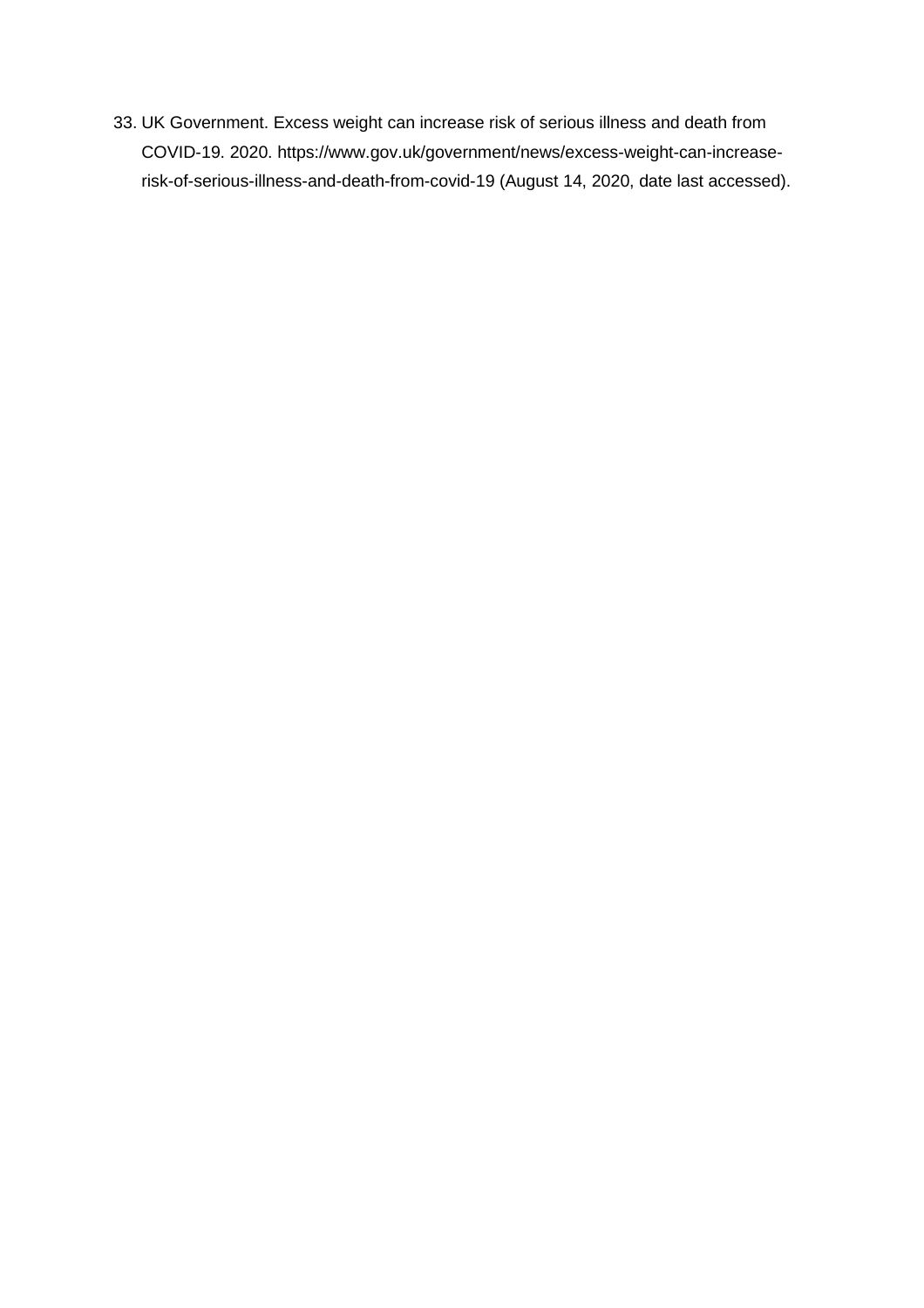33. UK Government. Excess weight can increase risk of serious illness and death from COVID-19. 2020. https://www.gov.uk/government/news/excess-weight-can-increase-risk-of-serious-illness-and-death-from-covid-19 (August 14, 2020, date last accessed).